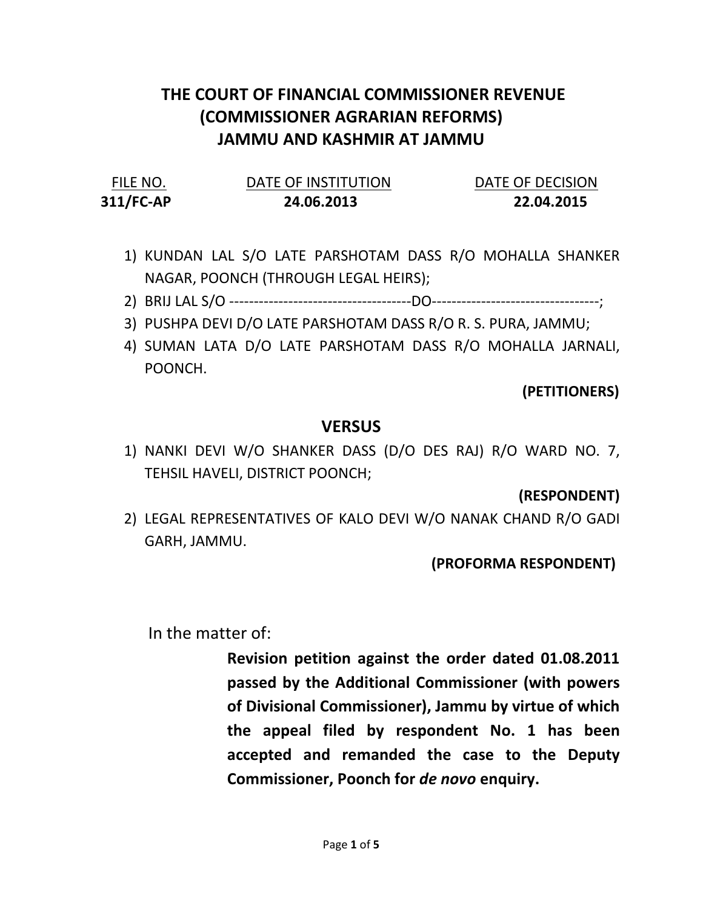# THE COURT OF FINANCIAL COMMISSIONER REVENUE (COMMISSIONER AGRARIAN REFORMS) JAMMU AND KASHMIR AT JAMMU

| FILE NO. | DATE OF INSTITUTION | DATE OF DECISION |
|---|---|---|
| **311/FC-AP** | **24.06.2013** | **22.04.2015** |

1) KUNDAN LAL S/O LATE PARSHOTAM DASS R/O MOHALLA SHANKER NAGAR, POONCH (THROUGH LEGAL HEIRS);
2) BRIJ LAL S/O -------------------------------------DO---------------------------------;
3) PUSHPA DEVI D/O LATE PARSHOTAM DASS R/O R. S. PURA, JAMMU;
4) SUMAN LATA D/O LATE PARSHOTAM DASS R/O MOHALLA JARNALI, POONCH.

**(PETITIONERS)**

## VERSUS

1) NANKI DEVI W/O SHANKER DASS (D/O DES RAJ) R/O WARD NO. 7, TEHSIL HAVELI, DISTRICT POONCH;

**(RESPONDENT)**

2) LEGAL REPRESENTATIVES OF KALO DEVI W/O NANAK CHAND R/O GADI GARH, JAMMU.

**(PROFORMA RESPONDENT)**

In the matter of:

**Revision petition against the order dated 01.08.2011 passed by the Additional Commissioner (with powers of Divisional Commissioner), Jammu by virtue of which the appeal filed by respondent No. 1 has been accepted and remanded the case to the Deputy Commissioner, Poonch for *de novo* enquiry.**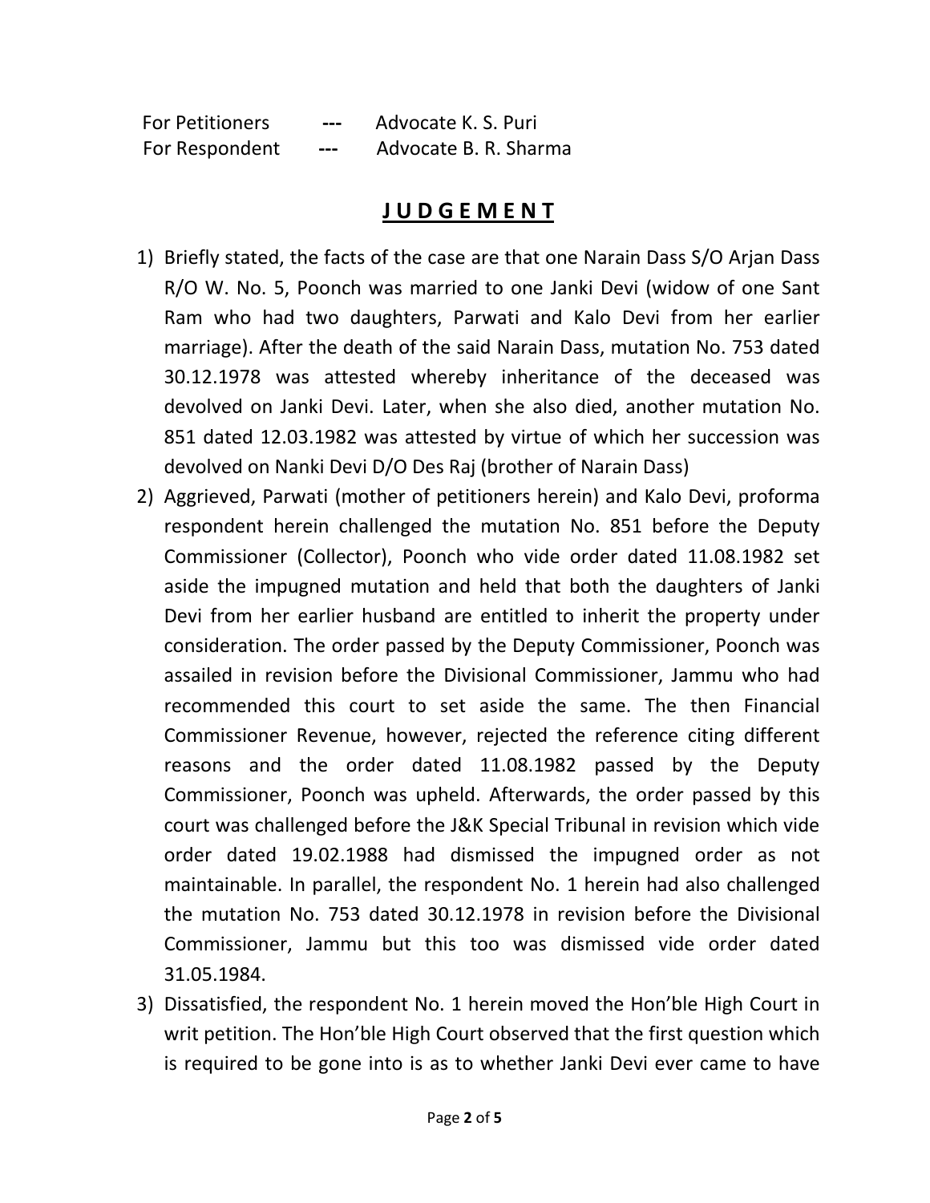For Petitioners --- Advocate K. S. Puri
For Respondent --- Advocate B. R. Sharma

## JUDGEMENT

1) Briefly stated, the facts of the case are that one Narain Dass S/O Arjan Dass R/O W. No. 5, Poonch was married to one Janki Devi (widow of one Sant Ram who had two daughters, Parwati and Kalo Devi from her earlier marriage). After the death of the said Narain Dass, mutation No. 753 dated 30.12.1978 was attested whereby inheritance of the deceased was devolved on Janki Devi. Later, when she also died, another mutation No. 851 dated 12.03.1982 was attested by virtue of which her succession was devolved on Nanki Devi D/O Des Raj (brother of Narain Dass)
2) Aggrieved, Parwati (mother of petitioners herein) and Kalo Devi, proforma respondent herein challenged the mutation No. 851 before the Deputy Commissioner (Collector), Poonch who vide order dated 11.08.1982 set aside the impugned mutation and held that both the daughters of Janki Devi from her earlier husband are entitled to inherit the property under consideration. The order passed by the Deputy Commissioner, Poonch was assailed in revision before the Divisional Commissioner, Jammu who had recommended this court to set aside the same. The then Financial Commissioner Revenue, however, rejected the reference citing different reasons and the order dated 11.08.1982 passed by the Deputy Commissioner, Poonch was upheld. Afterwards, the order passed by this court was challenged before the J&K Special Tribunal in revision which vide order dated 19.02.1988 had dismissed the impugned order as not maintainable. In parallel, the respondent No. 1 herein had also challenged the mutation No. 753 dated 30.12.1978 in revision before the Divisional Commissioner, Jammu but this too was dismissed vide order dated 31.05.1984.
3) Dissatisfied, the respondent No. 1 herein moved the Hon'ble High Court in writ petition. The Hon'ble High Court observed that the first question which is required to be gone into is as to whether Janki Devi ever came to have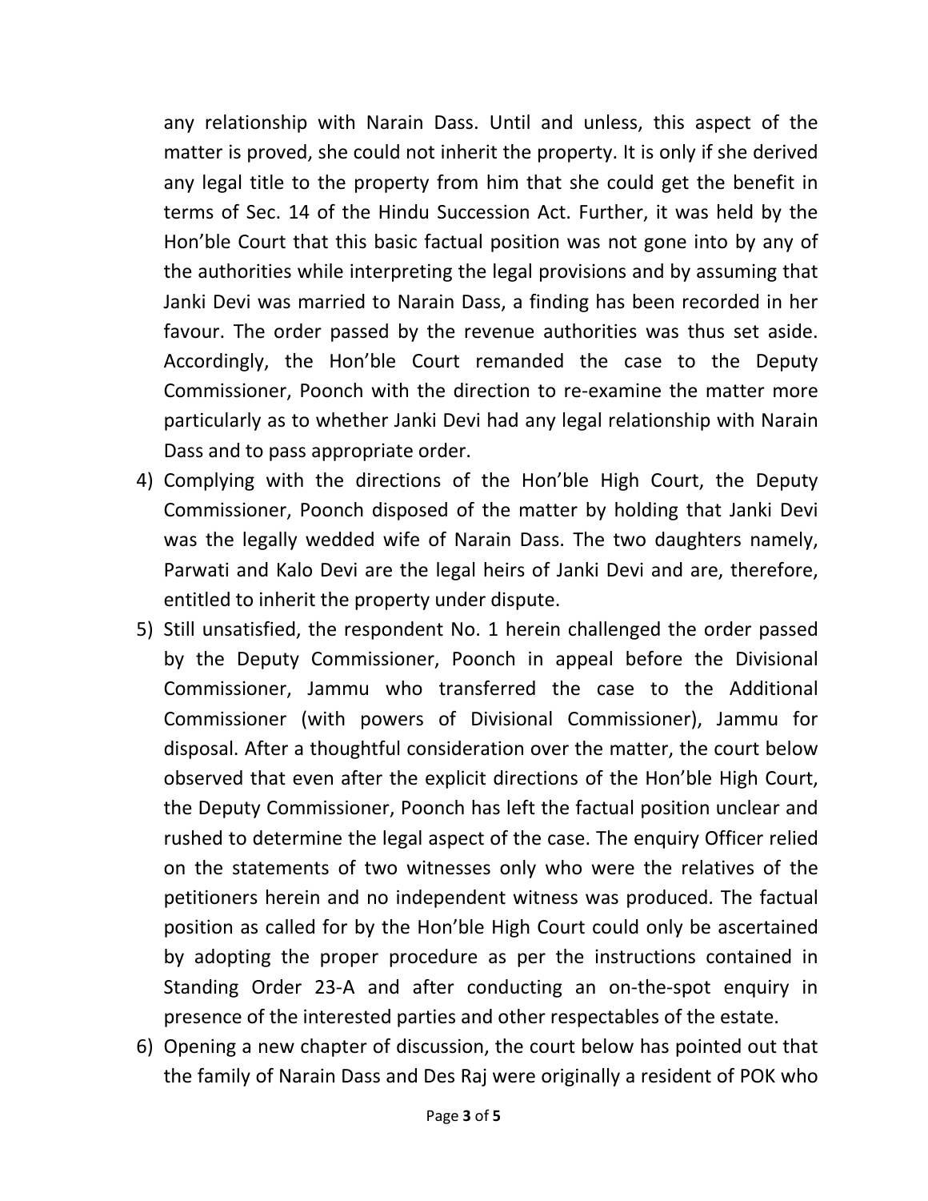any relationship with Narain Dass. Until and unless, this aspect of the matter is proved, she could not inherit the property. It is only if she derived any legal title to the property from him that she could get the benefit in terms of Sec. 14 of the Hindu Succession Act. Further, it was held by the Hon'ble Court that this basic factual position was not gone into by any of the authorities while interpreting the legal provisions and by assuming that Janki Devi was married to Narain Dass, a finding has been recorded in her favour. The order passed by the revenue authorities was thus set aside. Accordingly, the Hon'ble Court remanded the case to the Deputy Commissioner, Poonch with the direction to re-examine the matter more particularly as to whether Janki Devi had any legal relationship with Narain Dass and to pass appropriate order.

4) Complying with the directions of the Hon'ble High Court, the Deputy Commissioner, Poonch disposed of the matter by holding that Janki Devi was the legally wedded wife of Narain Dass. The two daughters namely, Parwati and Kalo Devi are the legal heirs of Janki Devi and are, therefore, entitled to inherit the property under dispute.

5) Still unsatisfied, the respondent No. 1 herein challenged the order passed by the Deputy Commissioner, Poonch in appeal before the Divisional Commissioner, Jammu who transferred the case to the Additional Commissioner (with powers of Divisional Commissioner), Jammu for disposal. After a thoughtful consideration over the matter, the court below observed that even after the explicit directions of the Hon'ble High Court, the Deputy Commissioner, Poonch has left the factual position unclear and rushed to determine the legal aspect of the case. The enquiry Officer relied on the statements of two witnesses only who were the relatives of the petitioners herein and no independent witness was produced. The factual position as called for by the Hon'ble High Court could only be ascertained by adopting the proper procedure as per the instructions contained in Standing Order 23-A and after conducting an on-the-spot enquiry in presence of the interested parties and other respectables of the estate.

6) Opening a new chapter of discussion, the court below has pointed out that the family of Narain Dass and Des Raj were originally a resident of POK who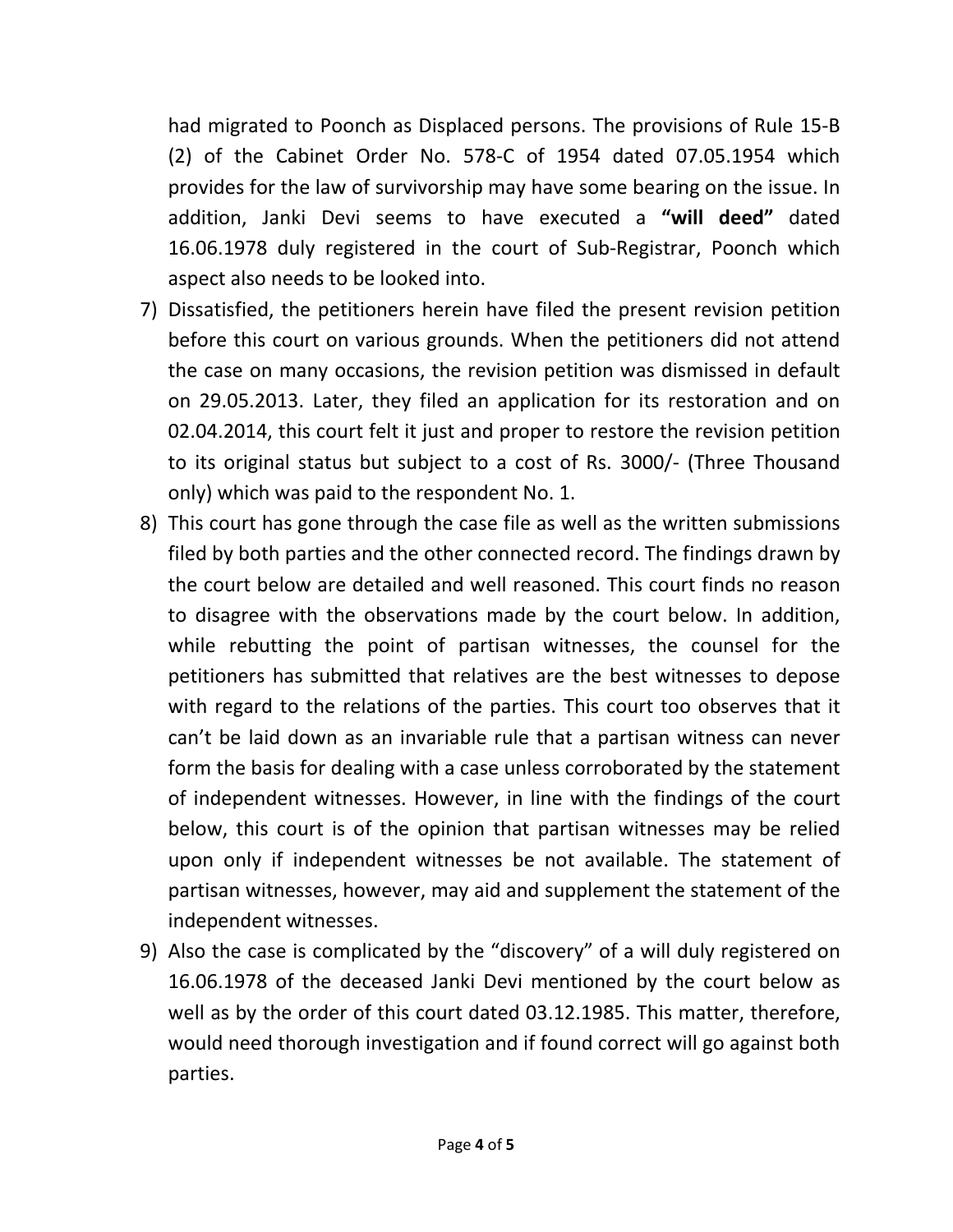had migrated to Poonch as Displaced persons. The provisions of Rule 15-B (2) of the Cabinet Order No. 578-C of 1954 dated 07.05.1954 which provides for the law of survivorship may have some bearing on the issue. In addition, Janki Devi seems to have executed a **"will deed"** dated 16.06.1978 duly registered in the court of Sub-Registrar, Poonch which aspect also needs to be looked into.

7) Dissatisfied, the petitioners herein have filed the present revision petition before this court on various grounds. When the petitioners did not attend the case on many occasions, the revision petition was dismissed in default on 29.05.2013. Later, they filed an application for its restoration and on 02.04.2014, this court felt it just and proper to restore the revision petition to its original status but subject to a cost of Rs. 3000/- (Three Thousand only) which was paid to the respondent No. 1.

8) This court has gone through the case file as well as the written submissions filed by both parties and the other connected record. The findings drawn by the court below are detailed and well reasoned. This court finds no reason to disagree with the observations made by the court below. In addition, while rebutting the point of partisan witnesses, the counsel for the petitioners has submitted that relatives are the best witnesses to depose with regard to the relations of the parties. This court too observes that it can't be laid down as an invariable rule that a partisan witness can never form the basis for dealing with a case unless corroborated by the statement of independent witnesses. However, in line with the findings of the court below, this court is of the opinion that partisan witnesses may be relied upon only if independent witnesses be not available. The statement of partisan witnesses, however, may aid and supplement the statement of the independent witnesses.

9) Also the case is complicated by the "discovery" of a will duly registered on 16.06.1978 of the deceased Janki Devi mentioned by the court below as well as by the order of this court dated 03.12.1985. This matter, therefore, would need thorough investigation and if found correct will go against both parties.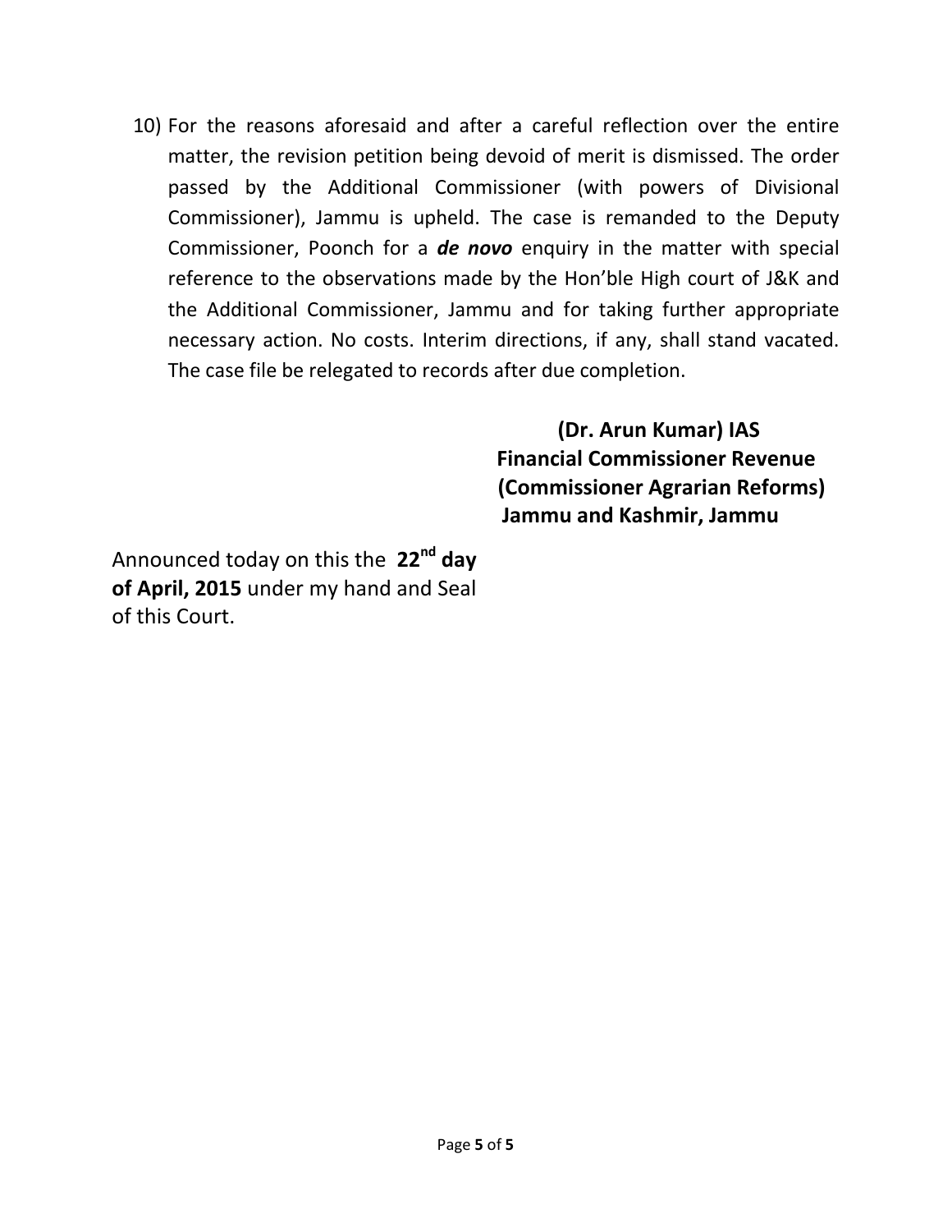10) For the reasons aforesaid and after a careful reflection over the entire matter, the revision petition being devoid of merit is dismissed. The order passed by the Additional Commissioner (with powers of Divisional Commissioner), Jammu is upheld. The case is remanded to the Deputy Commissioner, Poonch for a ***de novo*** enquiry in the matter with special reference to the observations made by the Hon'ble High court of J&K and the Additional Commissioner, Jammu and for taking further appropriate necessary action. No costs. Interim directions, if any, shall stand vacated. The case file be relegated to records after due completion.

**(Dr. Arun Kumar) IAS**
**Financial Commissioner Revenue**
**(Commissioner Agrarian Reforms)**
**Jammu and Kashmir, Jammu**

Announced today on this the **22nd day of April, 2015** under my hand and Seal of this Court.